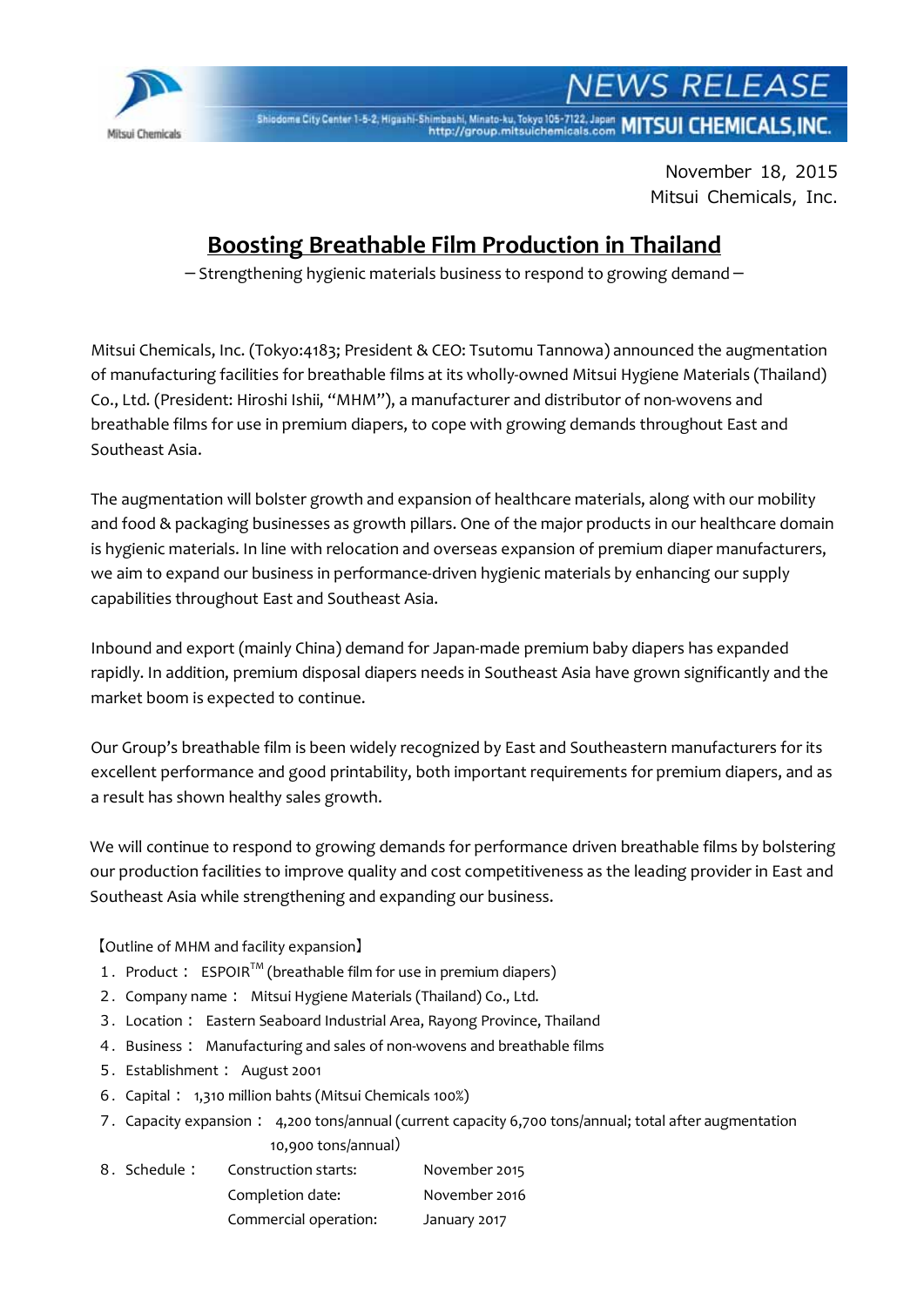NEWS RELEASE

Shiodome City Center 1-5-2, Higashi-Shimbashi, Minato-ku, Tokyo 105-7122, Japan
http://group.mitsuichemicals.com **MITSUI CHEMICALS, INC.**

November 18, 2015
Mitsui Chemicals, Inc.

# Boosting Breathable Film Production in Thailand

－Strengthening hygienic materials business to respond to growing demand－

Mitsui Chemicals, Inc. (Tokyo:4183; President & CEO: Tsutomu Tannowa) announced the augmentation of manufacturing facilities for breathable films at its wholly-owned Mitsui Hygiene Materials (Thailand) Co., Ltd. (President: Hiroshi Ishii, "MHM"), a manufacturer and distributor of non-wovens and breathable films for use in premium diapers, to cope with growing demands throughout East and Southeast Asia.

The augmentation will bolster growth and expansion of healthcare materials, along with our mobility and food & packaging businesses as growth pillars. One of the major products in our healthcare domain is hygienic materials. In line with relocation and overseas expansion of premium diaper manufacturers, we aim to expand our business in performance-driven hygienic materials by enhancing our supply capabilities throughout East and Southeast Asia.

Inbound and export (mainly China) demand for Japan-made premium baby diapers has expanded rapidly. In addition, premium disposal diapers needs in Southeast Asia have grown significantly and the market boom is expected to continue.

Our Group's breathable film is been widely recognized by East and Southeastern manufacturers for its excellent performance and good printability, both important requirements for premium diapers, and as a result has shown healthy sales growth.

We will continue to respond to growing demands for performance driven breathable films by bolstering our production facilities to improve quality and cost competitiveness as the leading provider in East and Southeast Asia while strengthening and expanding our business.

【Outline of MHM and facility expansion】

1. Product： ESPOIR™ (breathable film for use in premium diapers)
2. Company name： Mitsui Hygiene Materials (Thailand) Co., Ltd.
3. Location： Eastern Seaboard Industrial Area, Rayong Province, Thailand
4. Business： Manufacturing and sales of non-wovens and breathable films
5. Establishment： August 2001
6. Capital： 1,310 million bahts (Mitsui Chemicals 100%)
7. Capacity expansion： 4,200 tons/annual (current capacity 6,700 tons/annual; total after augmentation 10,900 tons/annual)
8. Schedule：
   - Construction starts: November 2015
   - Completion date: November 2016
   - Commercial operation: January 2017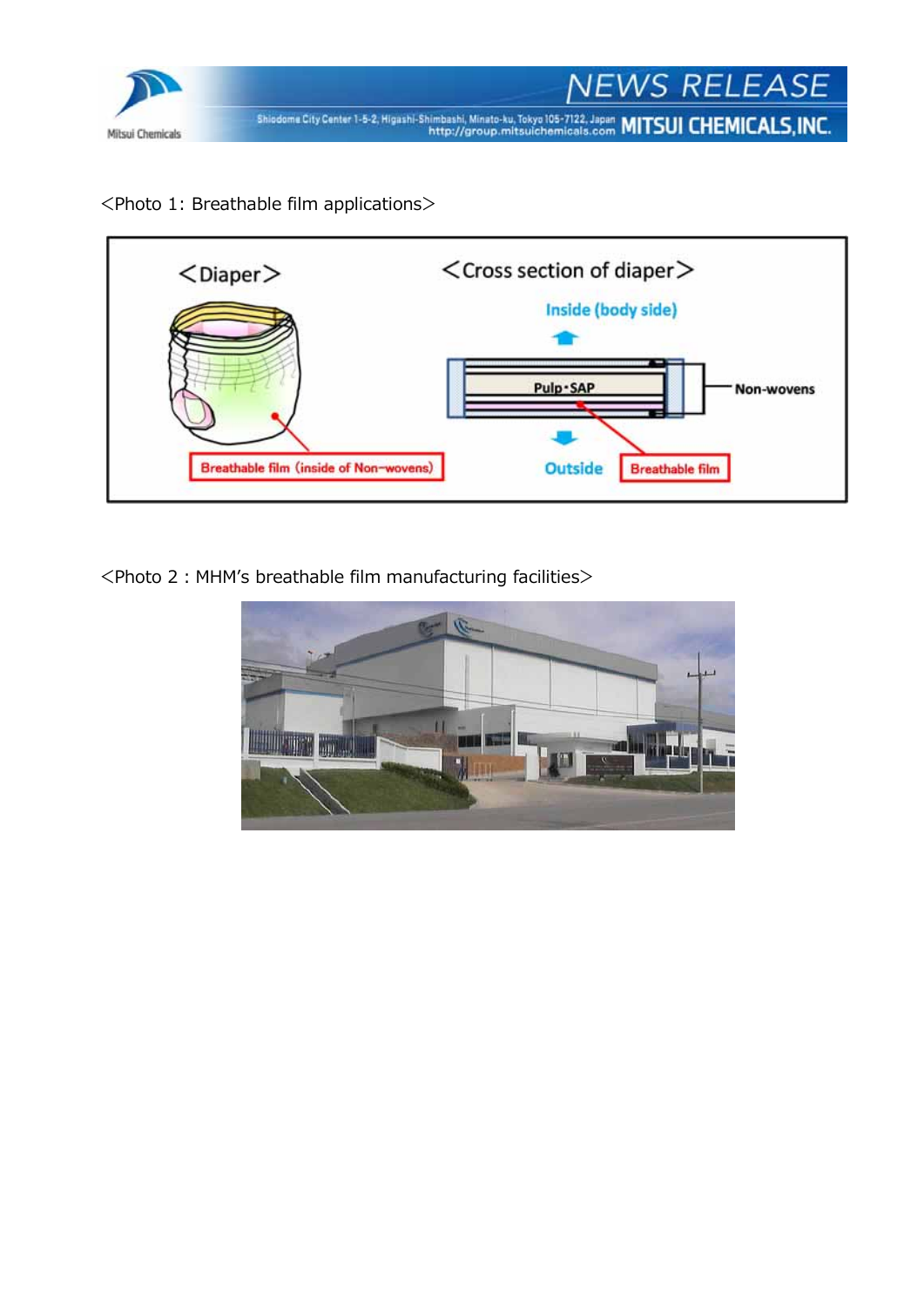<Photo 1: Breathable film applications>

<Diaper>

<Cross section of diaper>

Inside (body side)

Pulp・SAP

Non-wovens

Breathable film (inside of Non-wovens)

Outside

Breathable film

<Photo 2 : MHM's breathable film manufacturing facilities>